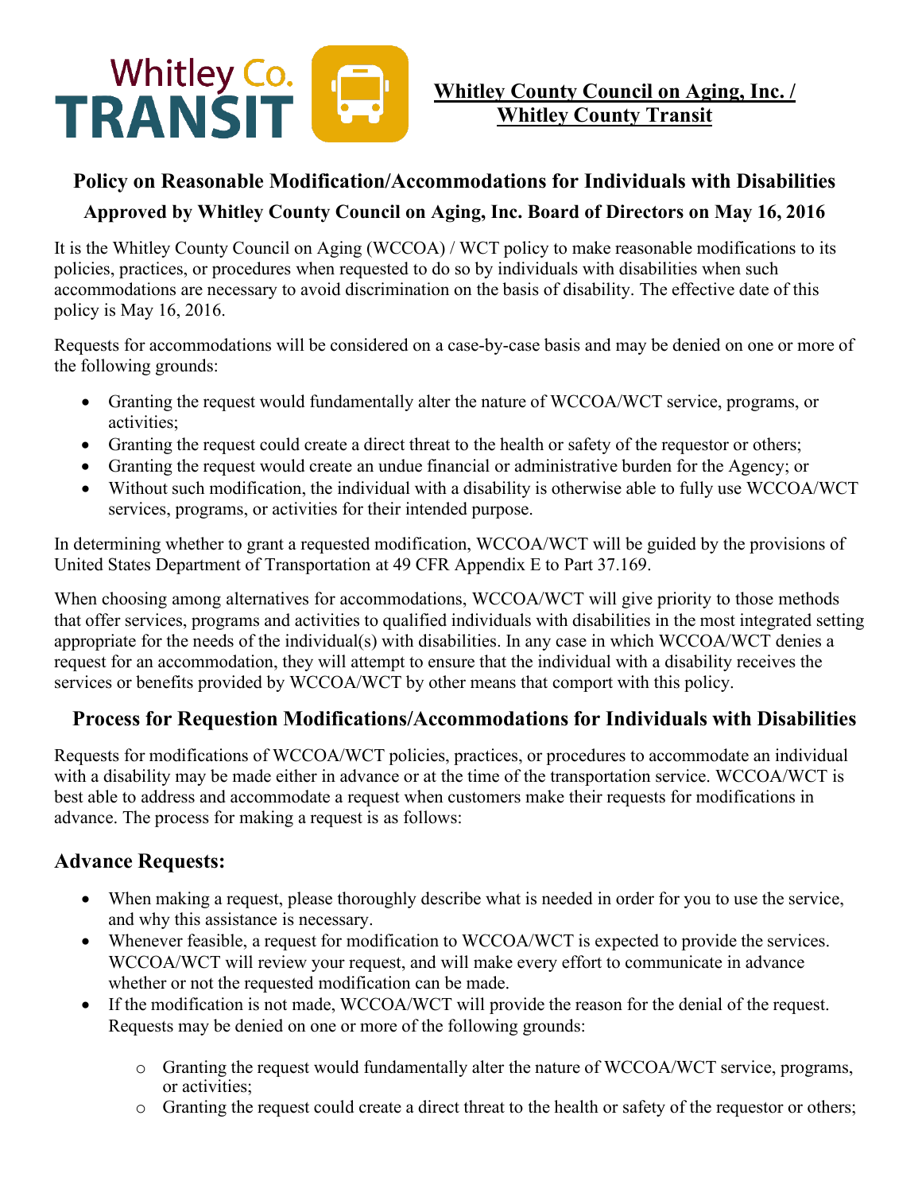**Whitley County Council on Aging, Inc. / Whitley County Transit**

# Policy on Reasonable Modification/Accommodations for Individuals with Disabilities

**Approved by Whitley County Council on Aging, Inc. Board of Directors on May 16, 2016**

It is the Whitley County Council on Aging (WCCOA) / WCT policy to make reasonable modifications to its policies, practices, or procedures when requested to do so by individuals with disabilities when such accommodations are necessary to avoid discrimination on the basis of disability. The effective date of this policy is May 16, 2016.

Requests for accommodations will be considered on a case-by-case basis and may be denied on one or more of the following grounds:

- Granting the request would fundamentally alter the nature of WCCOA/WCT service, programs, or activities;
- Granting the request could create a direct threat to the health or safety of the requestor or others;
- Granting the request would create an undue financial or administrative burden for the Agency; or
- Without such modification, the individual with a disability is otherwise able to fully use WCCOA/WCT services, programs, or activities for their intended purpose.

In determining whether to grant a requested modification, WCCOA/WCT will be guided by the provisions of United States Department of Transportation at 49 CFR Appendix E to Part 37.169.

When choosing among alternatives for accommodations, WCCOA/WCT will give priority to those methods that offer services, programs and activities to qualified individuals with disabilities in the most integrated setting appropriate for the needs of the individual(s) with disabilities. In any case in which WCCOA/WCT denies a request for an accommodation, they will attempt to ensure that the individual with a disability receives the services or benefits provided by WCCOA/WCT by other means that comport with this policy.

## Process for Requestion Modifications/Accommodations for Individuals with Disabilities

Requests for modifications of WCCOA/WCT policies, practices, or procedures to accommodate an individual with a disability may be made either in advance or at the time of the transportation service. WCCOA/WCT is best able to address and accommodate a request when customers make their requests for modifications in advance. The process for making a request is as follows:

### Advance Requests:

- When making a request, please thoroughly describe what is needed in order for you to use the service, and why this assistance is necessary.
- Whenever feasible, a request for modification to WCCOA/WCT is expected to provide the services. WCCOA/WCT will review your request, and will make every effort to communicate in advance whether or not the requested modification can be made.
- If the modification is not made, WCCOA/WCT will provide the reason for the denial of the request. Requests may be denied on one or more of the following grounds:
  - Granting the request would fundamentally alter the nature of WCCOA/WCT service, programs, or activities;
  - Granting the request could create a direct threat to the health or safety of the requestor or others;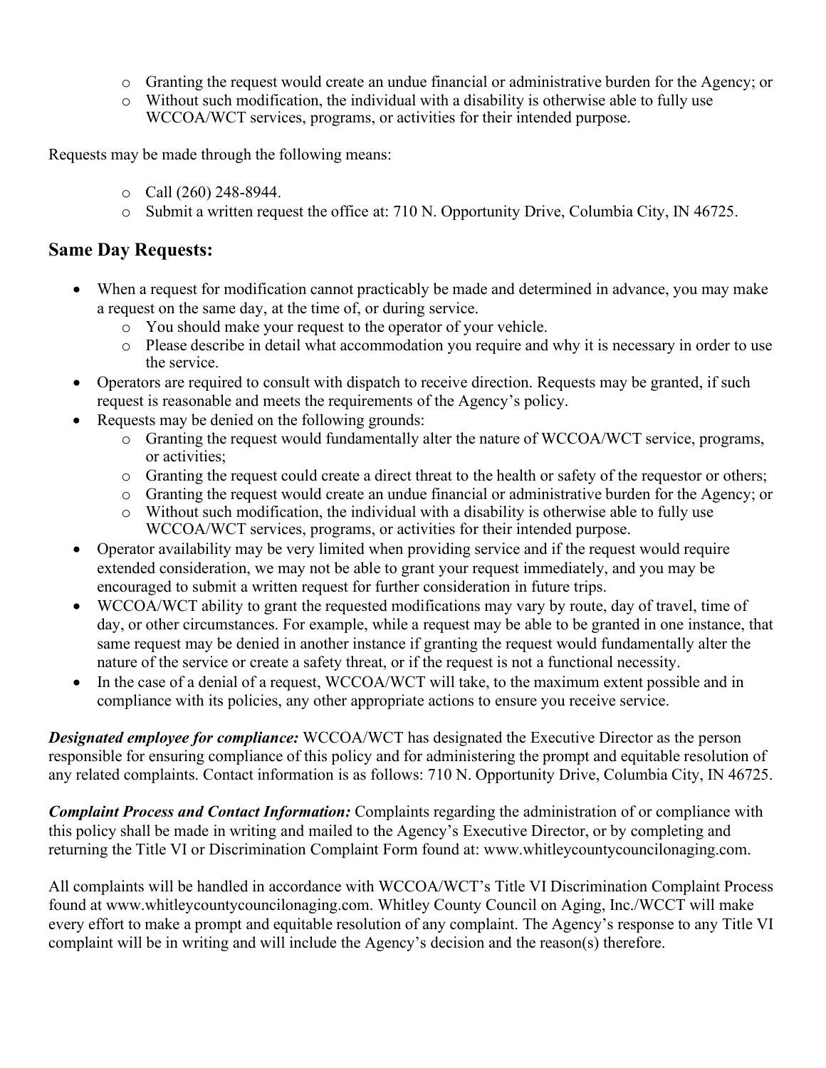- Granting the request would create an undue financial or administrative burden for the Agency; or
- Without such modification, the individual with a disability is otherwise able to fully use WCCOA/WCT services, programs, or activities for their intended purpose.

Requests may be made through the following means:

- Call (260) 248-8944.
- Submit a written request the office at: 710 N. Opportunity Drive, Columbia City, IN 46725.

## Same Day Requests:

- When a request for modification cannot practicably be made and determined in advance, you may make a request on the same day, at the time of, or during service.
  - You should make your request to the operator of your vehicle.
  - Please describe in detail what accommodation you require and why it is necessary in order to use the service.
- Operators are required to consult with dispatch to receive direction. Requests may be granted, if such request is reasonable and meets the requirements of the Agency's policy.
- Requests may be denied on the following grounds:
  - Granting the request would fundamentally alter the nature of WCCOA/WCT service, programs, or activities;
  - Granting the request could create a direct threat to the health or safety of the requestor or others;
  - Granting the request would create an undue financial or administrative burden for the Agency; or
  - Without such modification, the individual with a disability is otherwise able to fully use WCCOA/WCT services, programs, or activities for their intended purpose.
- Operator availability may be very limited when providing service and if the request would require extended consideration, we may not be able to grant your request immediately, and you may be encouraged to submit a written request for further consideration in future trips.
- WCCOA/WCT ability to grant the requested modifications may vary by route, day of travel, time of day, or other circumstances. For example, while a request may be able to be granted in one instance, that same request may be denied in another instance if granting the request would fundamentally alter the nature of the service or create a safety threat, or if the request is not a functional necessity.
- In the case of a denial of a request, WCCOA/WCT will take, to the maximum extent possible and in compliance with its policies, any other appropriate actions to ensure you receive service.

***Designated employee for compliance:*** WCCOA/WCT has designated the Executive Director as the person responsible for ensuring compliance of this policy and for administering the prompt and equitable resolution of any related complaints. Contact information is as follows: 710 N. Opportunity Drive, Columbia City, IN 46725.

***Complaint Process and Contact Information:*** Complaints regarding the administration of or compliance with this policy shall be made in writing and mailed to the Agency's Executive Director, or by completing and returning the Title VI or Discrimination Complaint Form found at: www.whitleycountycouncilonaging.com.

All complaints will be handled in accordance with WCCOA/WCT's Title VI Discrimination Complaint Process found at www.whitleycountycouncilonaging.com. Whitley County Council on Aging, Inc./WCCT will make every effort to make a prompt and equitable resolution of any complaint. The Agency's response to any Title VI complaint will be in writing and will include the Agency's decision and the reason(s) therefore.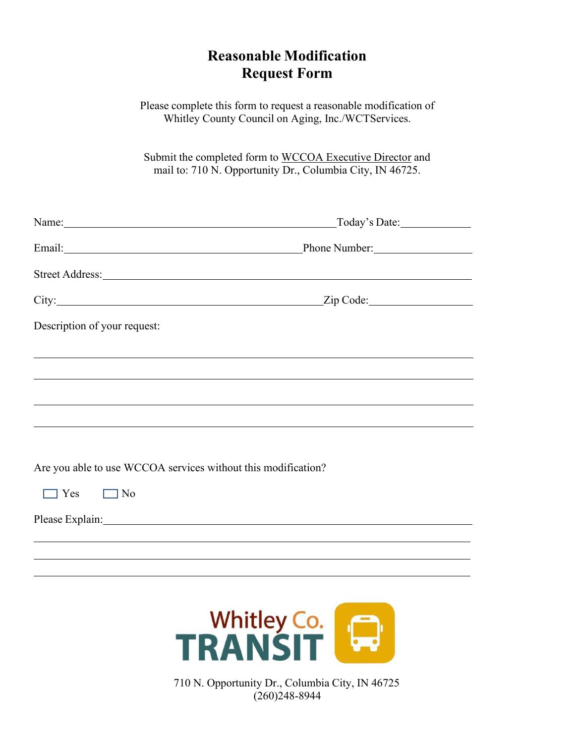# Reasonable Modification Request Form

Please complete this form to request a reasonable modification of Whitley County Council on Aging, Inc./WCTServices.

Submit the completed form to WCCOA Executive Director and mail to: 710 N. Opportunity Dr., Columbia City, IN 46725.

Name:\_\_\_\_\_\_\_\_\_\_\_\_\_\_\_\_\_\_\_\_\_\_\_\_\_\_\_\_\_\_\_\_\_\_\_\_\_\_\_\_ Today's Date:\_\_\_\_\_\_\_\_\_\_\_\_

Email:\_\_\_\_\_\_\_\_\_\_\_\_\_\_\_\_\_\_\_\_\_\_\_\_\_\_\_\_\_\_\_\_\_\_\_ Phone Number:\_\_\_\_\_\_\_\_\_\_\_\_\_\_\_\_

Street Address:\_\_\_\_\_\_\_\_\_\_\_\_\_\_\_\_\_\_\_\_\_\_\_\_\_\_\_\_\_\_\_\_\_\_\_\_\_\_\_\_\_\_\_\_\_\_\_\_\_\_\_\_

City:\_\_\_\_\_\_\_\_\_\_\_\_\_\_\_\_\_\_\_\_\_\_\_\_\_\_\_\_\_\_\_\_\_\_\_\_\_\_\_\_ Zip Code:\_\_\_\_\_\_\_\_\_\_\_\_\_\_\_\_

Description of your request:

\_\_\_\_\_\_\_\_\_\_\_\_\_\_\_\_\_\_\_\_\_\_\_\_\_\_\_\_\_\_\_\_\_\_\_\_\_\_\_\_\_\_\_\_\_\_\_\_\_\_\_\_\_\_\_\_\_\_\_\_\_\_\_\_\_\_

\_\_\_\_\_\_\_\_\_\_\_\_\_\_\_\_\_\_\_\_\_\_\_\_\_\_\_\_\_\_\_\_\_\_\_\_\_\_\_\_\_\_\_\_\_\_\_\_\_\_\_\_\_\_\_\_\_\_\_\_\_\_\_\_\_\_

\_\_\_\_\_\_\_\_\_\_\_\_\_\_\_\_\_\_\_\_\_\_\_\_\_\_\_\_\_\_\_\_\_\_\_\_\_\_\_\_\_\_\_\_\_\_\_\_\_\_\_\_\_\_\_\_\_\_\_\_\_\_\_\_\_\_

\_\_\_\_\_\_\_\_\_\_\_\_\_\_\_\_\_\_\_\_\_\_\_\_\_\_\_\_\_\_\_\_\_\_\_\_\_\_\_\_\_\_\_\_\_\_\_\_\_\_\_\_\_\_\_\_\_\_\_\_\_\_\_\_\_\_

Are you able to use WCCOA services without this modification?

☐ Yes ☐ No

Please Explain:\_\_\_\_\_\_\_\_\_\_\_\_\_\_\_\_\_\_\_\_\_\_\_\_\_\_\_\_\_\_\_\_\_\_\_\_\_\_\_\_\_\_\_\_\_\_\_\_\_\_\_\_\_

\_\_\_\_\_\_\_\_\_\_\_\_\_\_\_\_\_\_\_\_\_\_\_\_\_\_\_\_\_\_\_\_\_\_\_\_\_\_\_\_\_\_\_\_\_\_\_\_\_\_\_\_\_\_\_\_\_\_\_\_\_\_\_\_\_\_

\_\_\_\_\_\_\_\_\_\_\_\_\_\_\_\_\_\_\_\_\_\_\_\_\_\_\_\_\_\_\_\_\_\_\_\_\_\_\_\_\_\_\_\_\_\_\_\_\_\_\_\_\_\_\_\_\_\_\_\_\_\_\_\_\_\_

\_\_\_\_\_\_\_\_\_\_\_\_\_\_\_\_\_\_\_\_\_\_\_\_\_\_\_\_\_\_\_\_\_\_\_\_\_\_\_\_\_\_\_\_\_\_\_\_\_\_\_\_\_\_\_\_\_\_\_\_\_\_\_\_\_\_

Whitley Co. TRANSIT

710 N. Opportunity Dr., Columbia City, IN 46725
(260)248-8944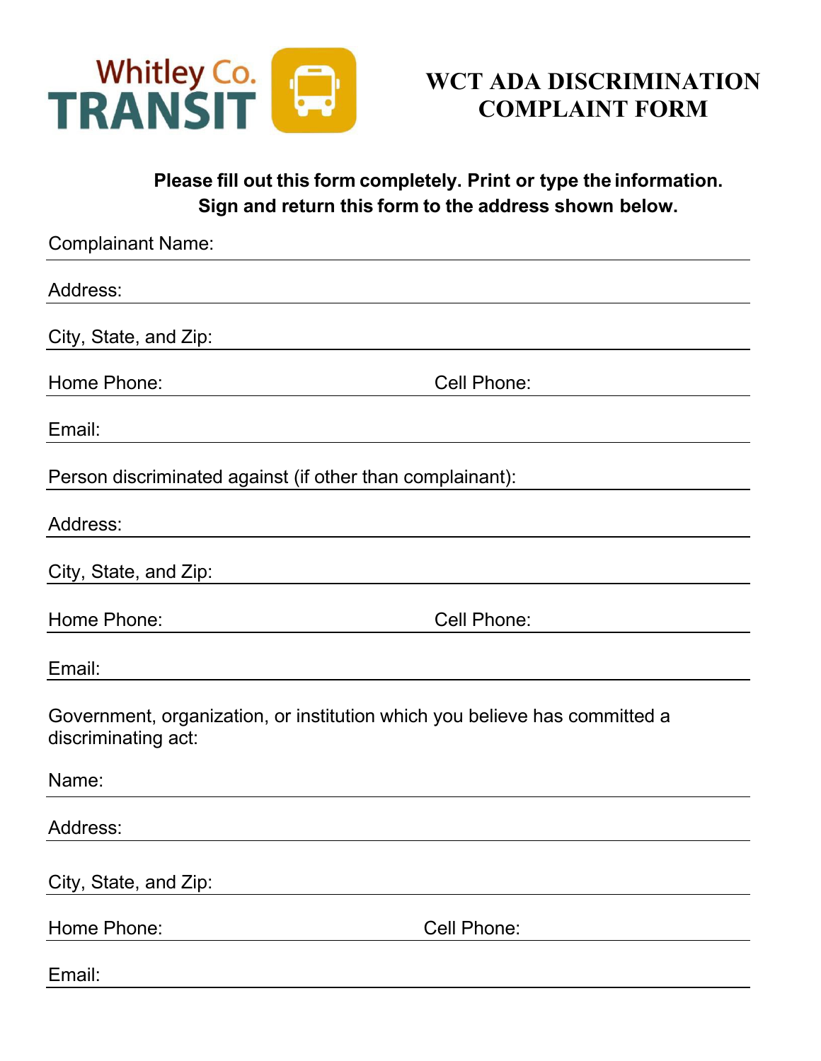Whitley Co. TRANSIT

# WCT ADA DISCRIMINATION COMPLAINT FORM

**Please fill out this form completely. Print or type the information. Sign and return this form to the address shown below.**

Complainant Name: ______________________________

Address: ______________________________

City, State, and Zip: ______________________________

Home Phone: ______________ Cell Phone: ______________

Email: ______________________________

Person discriminated against (if other than complainant): ______________________________

Address: ______________________________

City, State, and Zip: ______________________________

Home Phone: ______________ Cell Phone: ______________

Email: ______________________________

Government, organization, or institution which you believe has committed a discriminating act:

Name: ______________________________

Address: ______________________________

City, State, and Zip: ______________________________

Home Phone: ______________ Cell Phone: ______________

Email: ______________________________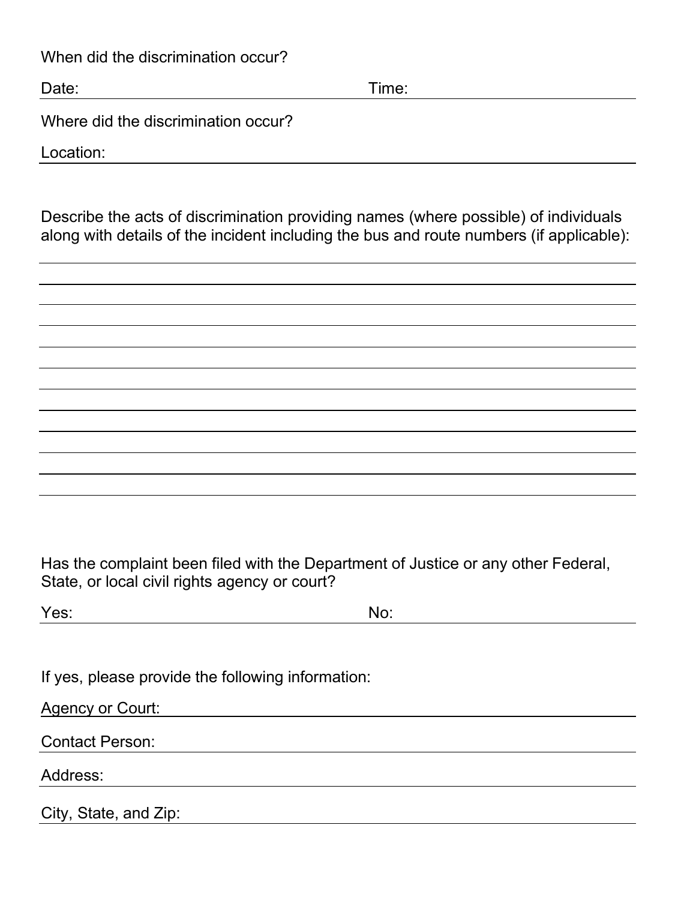When did the discrimination occur?

Date: ______________________________ Time: ______________________________

Where did the discrimination occur?

Location: ____________________________________________________________

Describe the acts of discrimination providing names (where possible) of individuals along with details of the incident including the bus and route numbers (if applicable):

______________________________________________________________________

______________________________________________________________________

______________________________________________________________________

______________________________________________________________________

______________________________________________________________________

______________________________________________________________________

______________________________________________________________________

______________________________________________________________________

______________________________________________________________________

______________________________________________________________________

______________________________________________________________________

Has the complaint been filed with the Department of Justice or any other Federal, State, or local civil rights agency or court?

Yes: ______________________________ No: ______________________________

If yes, please provide the following information:

Agency or Court: ______________________________________________________

Contact Person: ______________________________________________________

Address: ____________________________________________________________

City, State, and Zip: __________________________________________________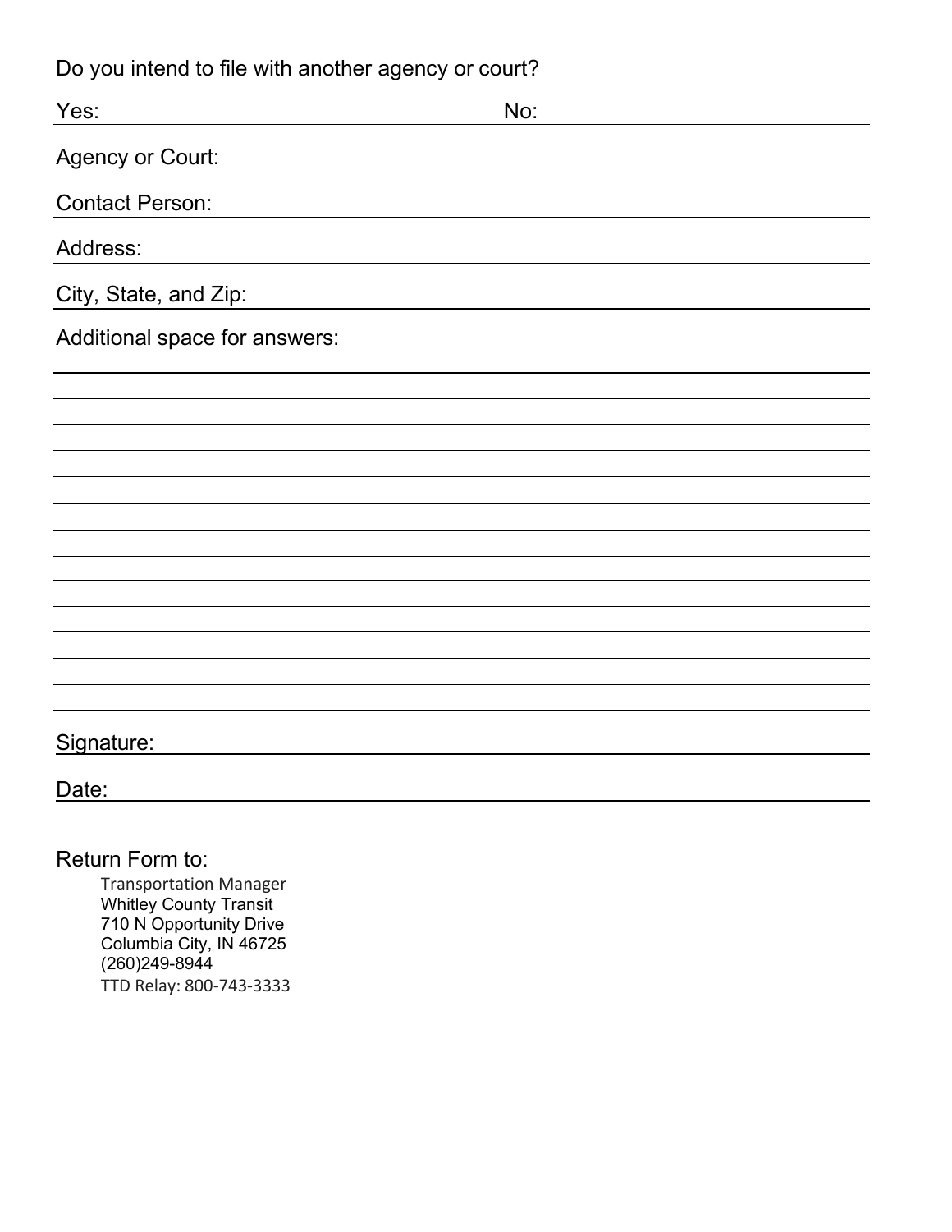Do you intend to file with another agency or court?

Yes: ______________________________ No: ______________________________

Agency or Court: ______________________________

Contact Person: ______________________________

Address: ______________________________

City, State, and Zip: ______________________________

Additional space for answers:

______________________________

______________________________

______________________________

______________________________

______________________________

______________________________

______________________________

______________________________

______________________________

______________________________

______________________________

______________________________

______________________________

Signature: ______________________________

Date: ______________________________

Return Form to:

Transportation Manager
Whitley County Transit
710 N Opportunity Drive
Columbia City, IN 46725
(260)249-8944
TTD Relay: 800-743-3333